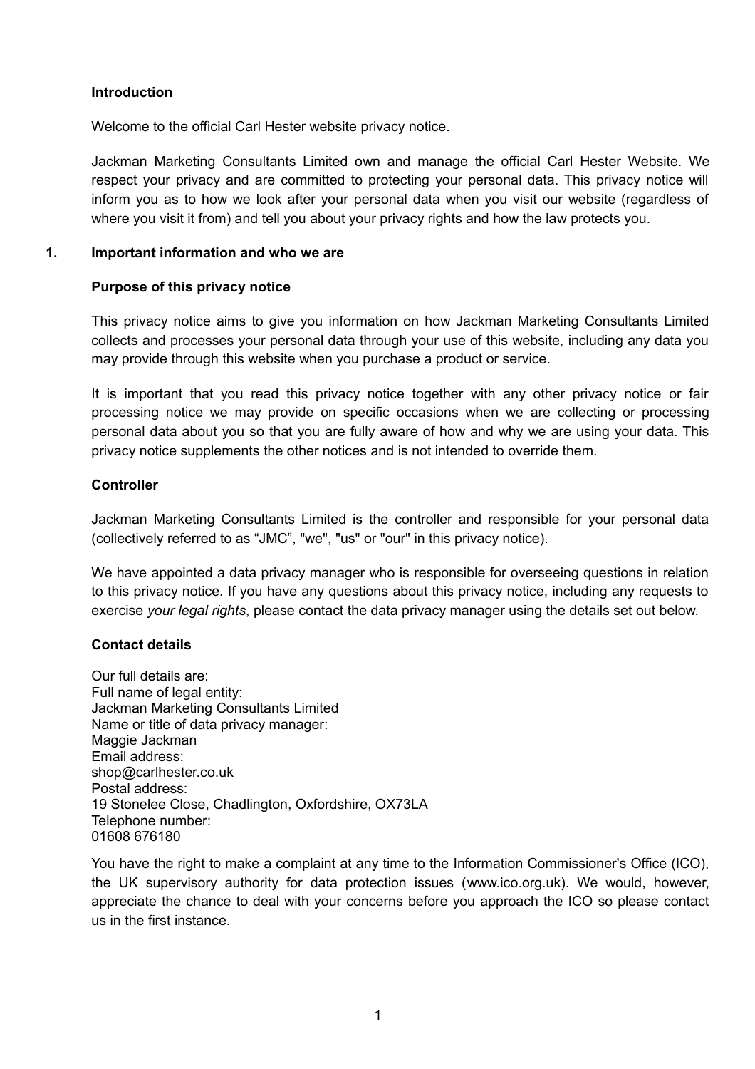## Introduction

Welcome to the official Carl Hester website privacy notice.

Jackman Marketing Consultants Limited own and manage the official Carl Hester Website. We respect your privacy and are committed to protecting your personal data. This privacy notice will inform you as to how we look after your personal data when you visit our website (regardless of where you visit it from) and tell you about your privacy rights and how the law protects you.

## 1. Important information and who we are

### Purpose of this privacy notice

This privacy notice aims to give you information on how Jackman Marketing Consultants Limited collects and processes your personal data through your use of this website, including any data you may provide through this website when you purchase a product or service.

It is important that you read this privacy notice together with any other privacy notice or fair processing notice we may provide on specific occasions when we are collecting or processing personal data about you so that you are fully aware of how and why we are using your data. This privacy notice supplements the other notices and is not intended to override them.

### Controller

Jackman Marketing Consultants Limited is the controller and responsible for your personal data (collectively referred to as “JMC”, "we", "us" or "our" in this privacy notice).

We have appointed a data privacy manager who is responsible for overseeing questions in relation to this privacy notice. If you have any questions about this privacy notice, including any requests to exercise *your legal rights*, please contact the data privacy manager using the details set out below.

### Contact details

Our full details are:
Full name of legal entity:
Jackman Marketing Consultants Limited
Name or title of data privacy manager:
Maggie Jackman
Email address:
shop@carlhester.co.uk
Postal address:
19 Stonelee Close, Chadlington, Oxfordshire, OX73LA
Telephone number:
01608 676180

You have the right to make a complaint at any time to the Information Commissioner's Office (ICO), the UK supervisory authority for data protection issues (www.ico.org.uk). We would, however, appreciate the chance to deal with your concerns before you approach the ICO so please contact us in the first instance.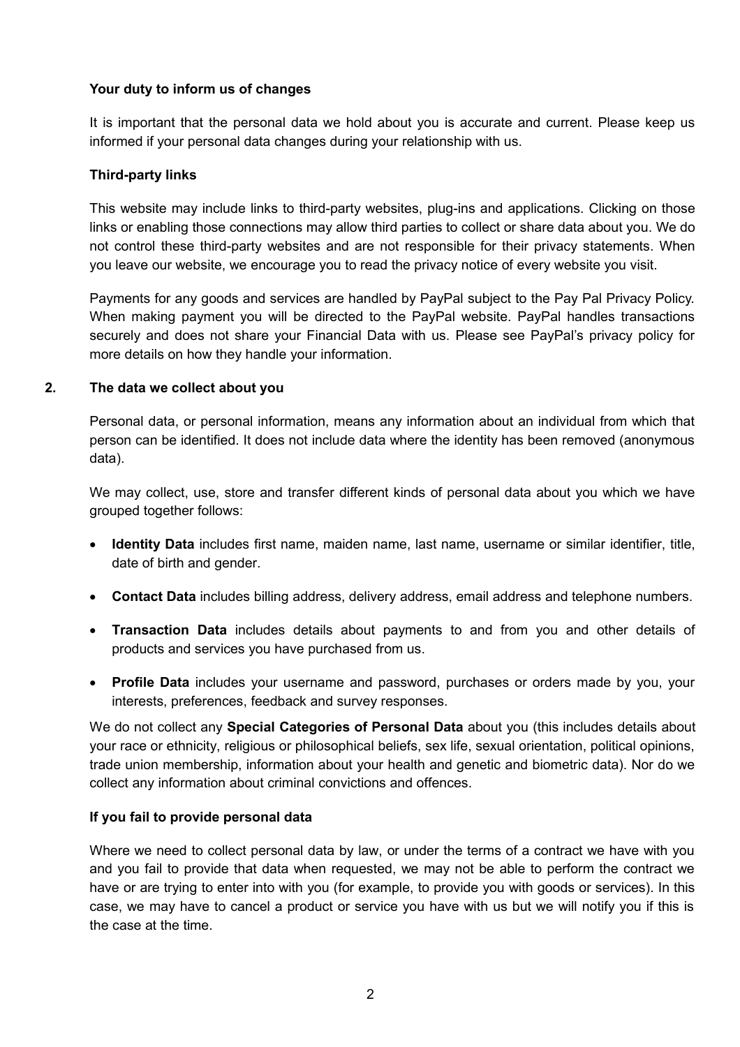**Your duty to inform us of changes**

It is important that the personal data we hold about you is accurate and current. Please keep us informed if your personal data changes during your relationship with us.

**Third-party links**

This website may include links to third-party websites, plug-ins and applications. Clicking on those links or enabling those connections may allow third parties to collect or share data about you. We do not control these third-party websites and are not responsible for their privacy statements. When you leave our website, we encourage you to read the privacy notice of every website you visit.

Payments for any goods and services are handled by PayPal subject to the Pay Pal Privacy Policy. When making payment you will be directed to the PayPal website. PayPal handles transactions securely and does not share your Financial Data with us. Please see PayPal's privacy policy for more details on how they handle your information.

## 2. The data we collect about you

Personal data, or personal information, means any information about an individual from which that person can be identified. It does not include data where the identity has been removed (anonymous data).

We may collect, use, store and transfer different kinds of personal data about you which we have grouped together follows:

- **Identity Data** includes first name, maiden name, last name, username or similar identifier, title, date of birth and gender.
- **Contact Data** includes billing address, delivery address, email address and telephone numbers.
- **Transaction Data** includes details about payments to and from you and other details of products and services you have purchased from us.
- **Profile Data** includes your username and password, purchases or orders made by you, your interests, preferences, feedback and survey responses.

We do not collect any **Special Categories of Personal Data** about you (this includes details about your race or ethnicity, religious or philosophical beliefs, sex life, sexual orientation, political opinions, trade union membership, information about your health and genetic and biometric data). Nor do we collect any information about criminal convictions and offences.

**If you fail to provide personal data**

Where we need to collect personal data by law, or under the terms of a contract we have with you and you fail to provide that data when requested, we may not be able to perform the contract we have or are trying to enter into with you (for example, to provide you with goods or services). In this case, we may have to cancel a product or service you have with us but we will notify you if this is the case at the time.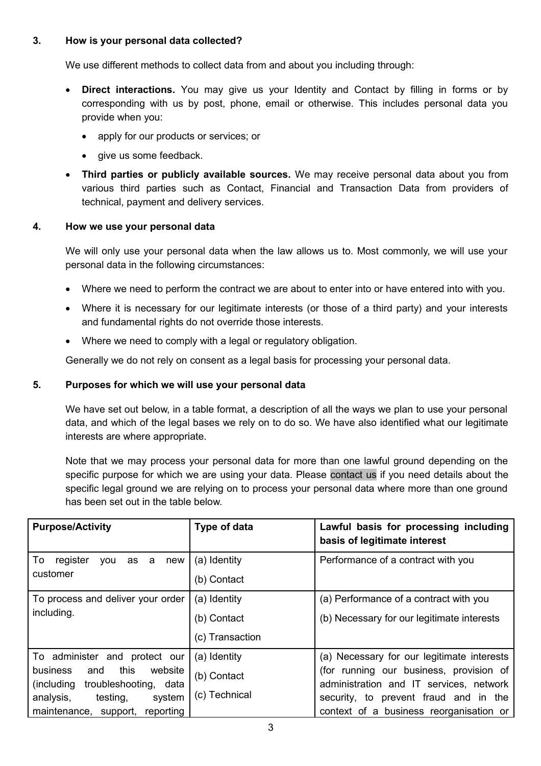## 3. How is your personal data collected?

We use different methods to collect data from and about you including through:

- **Direct interactions.** You may give us your Identity and Contact by filling in forms or by corresponding with us by post, phone, email or otherwise. This includes personal data you provide when you:
  - apply for our products or services; or
  - give us some feedback.
- **Third parties or publicly available sources.** We may receive personal data about you from various third parties such as Contact, Financial and Transaction Data from providers of technical, payment and delivery services.

## 4. How we use your personal data

We will only use your personal data when the law allows us to. Most commonly, we will use your personal data in the following circumstances:

- Where we need to perform the contract we are about to enter into or have entered into with you.
- Where it is necessary for our legitimate interests (or those of a third party) and your interests and fundamental rights do not override those interests.
- Where we need to comply with a legal or regulatory obligation.

Generally we do not rely on consent as a legal basis for processing your personal data.

## 5. Purposes for which we will use your personal data

We have set out below, in a table format, a description of all the ways we plan to use your personal data, and which of the legal bases we rely on to do so. We have also identified what our legitimate interests are where appropriate.

Note that we may process your personal data for more than one lawful ground depending on the specific purpose for which we are using your data. Please contact us if you need details about the specific legal ground we are relying on to process your personal data where more than one ground has been set out in the table below.

| Purpose/Activity | Type of data | Lawful basis for processing including basis of legitimate interest |
|---|---|---|
| To register you as a new customer | (a) Identity<br>(b) Contact | Performance of a contract with you |
| To process and deliver your order including. | (a) Identity<br>(b) Contact<br>(c) Transaction | (a) Performance of a contract with you<br>(b) Necessary for our legitimate interests |
| To administer and protect our business and this website (including troubleshooting, data analysis, testing, system maintenance, support, reporting | (a) Identity<br>(b) Contact<br>(c) Technical | (a) Necessary for our legitimate interests (for running our business, provision of administration and IT services, network security, to prevent fraud and in the context of a business reorganisation or |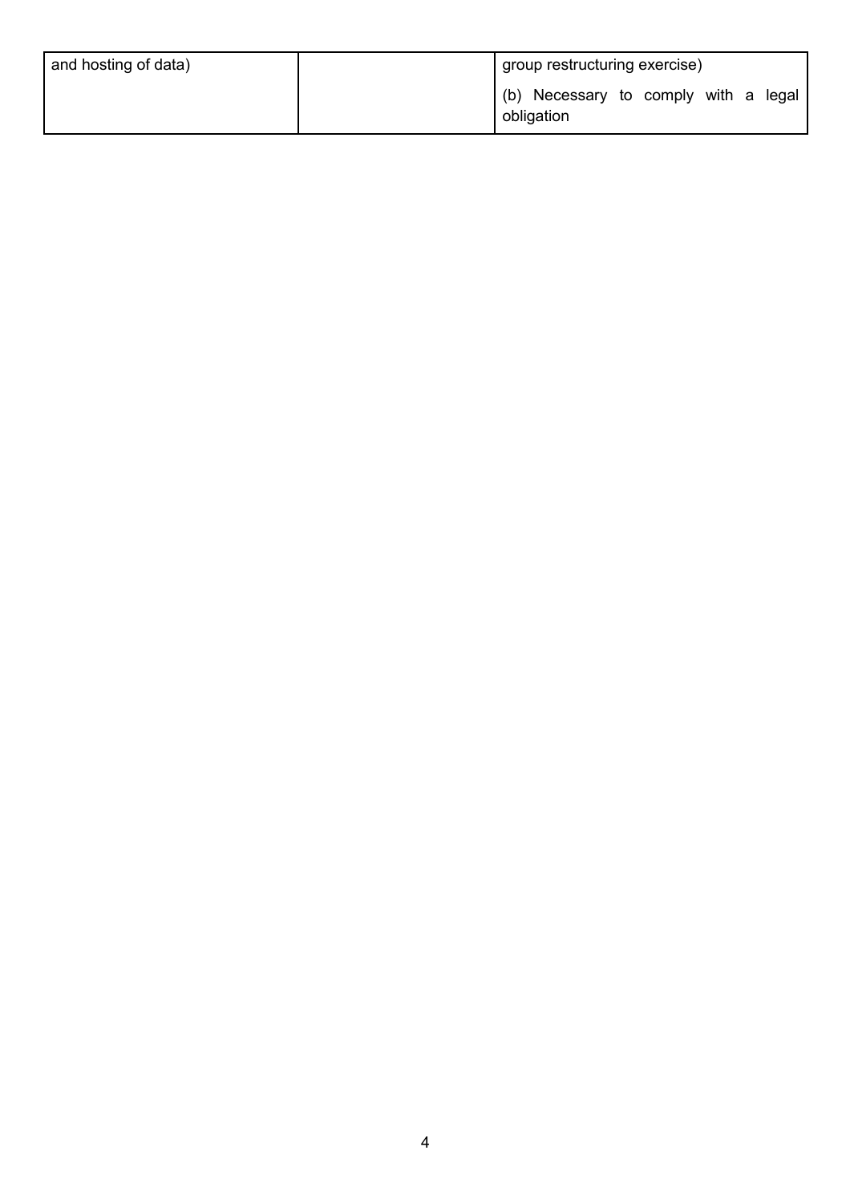| | | |
|---|---|---|
| and hosting of data) | | group restructuring exercise)<br><br>(b) Necessary to comply with a legal obligation |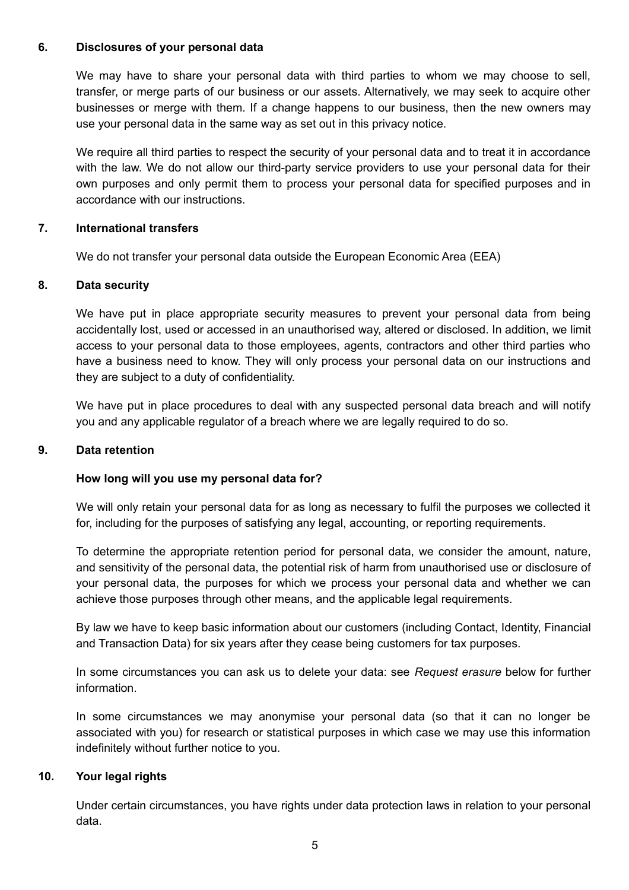## 6. Disclosures of your personal data

We may have to share your personal data with third parties to whom we may choose to sell, transfer, or merge parts of our business or our assets. Alternatively, we may seek to acquire other businesses or merge with them. If a change happens to our business, then the new owners may use your personal data in the same way as set out in this privacy notice.

We require all third parties to respect the security of your personal data and to treat it in accordance with the law. We do not allow our third-party service providers to use your personal data for their own purposes and only permit them to process your personal data for specified purposes and in accordance with our instructions.

## 7. International transfers

We do not transfer your personal data outside the European Economic Area (EEA)

## 8. Data security

We have put in place appropriate security measures to prevent your personal data from being accidentally lost, used or accessed in an unauthorised way, altered or disclosed. In addition, we limit access to your personal data to those employees, agents, contractors and other third parties who have a business need to know. They will only process your personal data on our instructions and they are subject to a duty of confidentiality.

We have put in place procedures to deal with any suspected personal data breach and will notify you and any applicable regulator of a breach where we are legally required to do so.

## 9. Data retention

### How long will you use my personal data for?

We will only retain your personal data for as long as necessary to fulfil the purposes we collected it for, including for the purposes of satisfying any legal, accounting, or reporting requirements.

To determine the appropriate retention period for personal data, we consider the amount, nature, and sensitivity of the personal data, the potential risk of harm from unauthorised use or disclosure of your personal data, the purposes for which we process your personal data and whether we can achieve those purposes through other means, and the applicable legal requirements.

By law we have to keep basic information about our customers (including Contact, Identity, Financial and Transaction Data) for six years after they cease being customers for tax purposes.

In some circumstances you can ask us to delete your data: see *Request erasure* below for further information.

In some circumstances we may anonymise your personal data (so that it can no longer be associated with you) for research or statistical purposes in which case we may use this information indefinitely without further notice to you.

## 10. Your legal rights

Under certain circumstances, you have rights under data protection laws in relation to your personal data.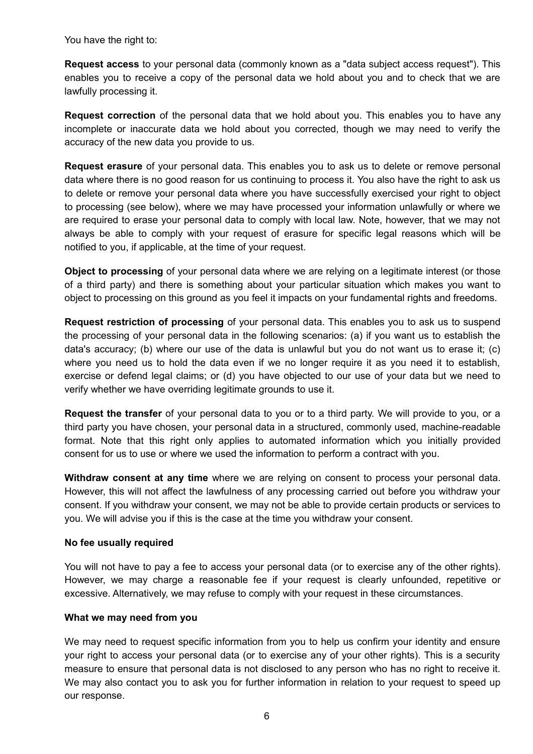You have the right to:

**Request access** to your personal data (commonly known as a "data subject access request"). This enables you to receive a copy of the personal data we hold about you and to check that we are lawfully processing it.

**Request correction** of the personal data that we hold about you. This enables you to have any incomplete or inaccurate data we hold about you corrected, though we may need to verify the accuracy of the new data you provide to us.

**Request erasure** of your personal data. This enables you to ask us to delete or remove personal data where there is no good reason for us continuing to process it. You also have the right to ask us to delete or remove your personal data where you have successfully exercised your right to object to processing (see below), where we may have processed your information unlawfully or where we are required to erase your personal data to comply with local law. Note, however, that we may not always be able to comply with your request of erasure for specific legal reasons which will be notified to you, if applicable, at the time of your request.

**Object to processing** of your personal data where we are relying on a legitimate interest (or those of a third party) and there is something about your particular situation which makes you want to object to processing on this ground as you feel it impacts on your fundamental rights and freedoms.

**Request restriction of processing** of your personal data. This enables you to ask us to suspend the processing of your personal data in the following scenarios: (a) if you want us to establish the data's accuracy; (b) where our use of the data is unlawful but you do not want us to erase it; (c) where you need us to hold the data even if we no longer require it as you need it to establish, exercise or defend legal claims; or (d) you have objected to our use of your data but we need to verify whether we have overriding legitimate grounds to use it.

**Request the transfer** of your personal data to you or to a third party. We will provide to you, or a third party you have chosen, your personal data in a structured, commonly used, machine-readable format. Note that this right only applies to automated information which you initially provided consent for us to use or where we used the information to perform a contract with you.

**Withdraw consent at any time** where we are relying on consent to process your personal data. However, this will not affect the lawfulness of any processing carried out before you withdraw your consent. If you withdraw your consent, we may not be able to provide certain products or services to you. We will advise you if this is the case at the time you withdraw your consent.

**No fee usually required**

You will not have to pay a fee to access your personal data (or to exercise any of the other rights). However, we may charge a reasonable fee if your request is clearly unfounded, repetitive or excessive. Alternatively, we may refuse to comply with your request in these circumstances.

**What we may need from you**

We may need to request specific information from you to help us confirm your identity and ensure your right to access your personal data (or to exercise any of your other rights). This is a security measure to ensure that personal data is not disclosed to any person who has no right to receive it. We may also contact you to ask you for further information in relation to your request to speed up our response.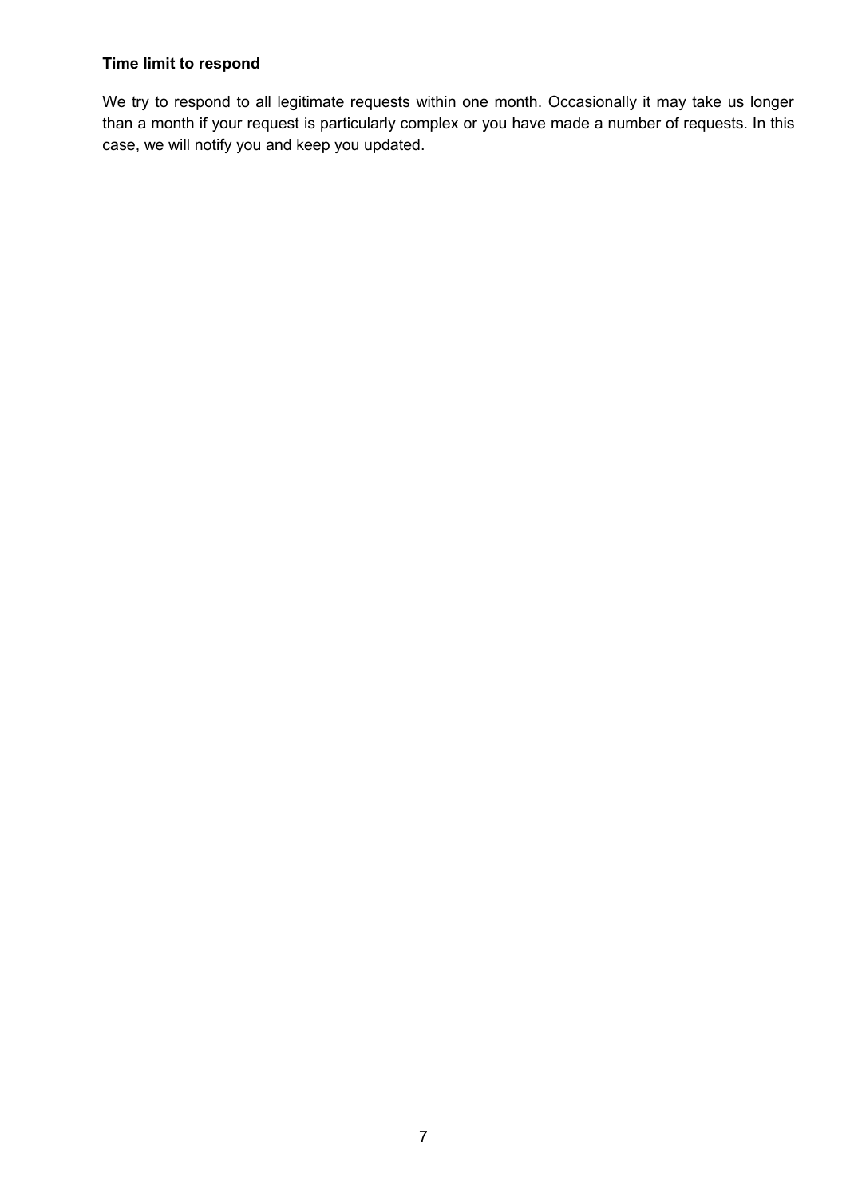**Time limit to respond**

We try to respond to all legitimate requests within one month. Occasionally it may take us longer than a month if your request is particularly complex or you have made a number of requests. In this case, we will notify you and keep you updated.